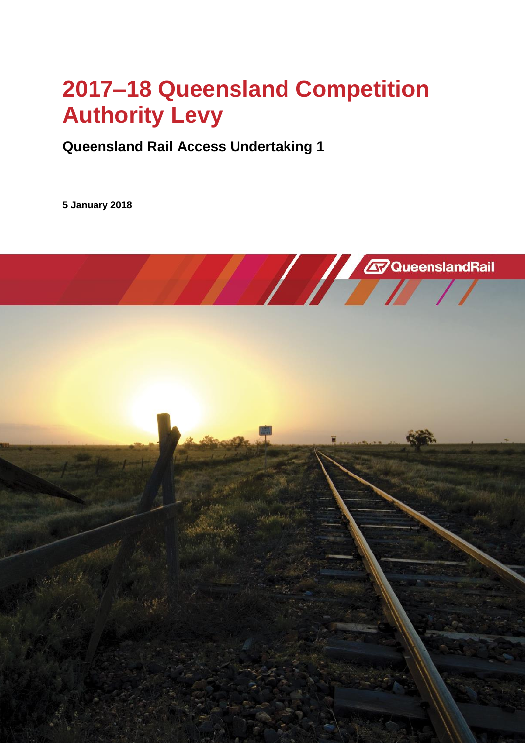# 2017–18 Queensland Competition Authority Levy

**Queensland Rail Access Undertaking 1**

**5 January 2018**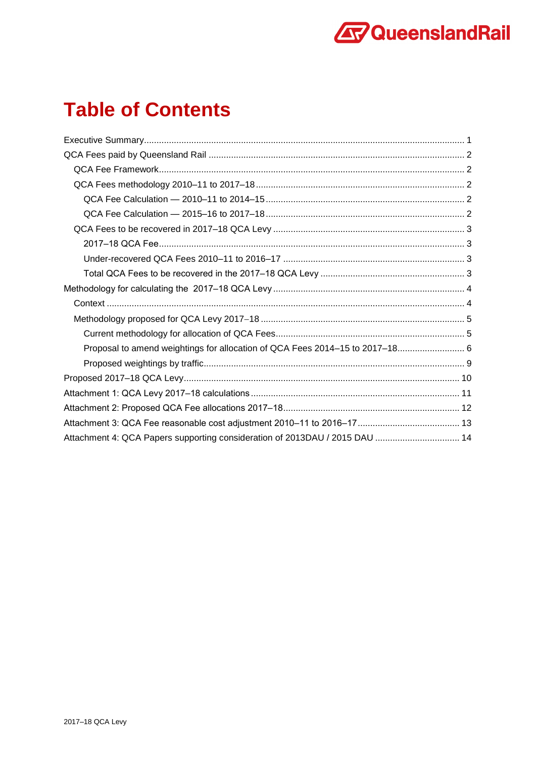# Table of Contents

- Executive Summary ........ 1
- QCA Fees paid by Queensland Rail ........ 2
  - QCA Fee Framework ........ 2
  - QCA Fees methodology 2010–11 to 2017–18 ........ 2
    - QCA Fee Calculation — 2010–11 to 2014–15 ........ 2
    - QCA Fee Calculation — 2015–16 to 2017–18 ........ 2
  - QCA Fees to be recovered in 2017–18 QCA Levy ........ 3
    - 2017–18 QCA Fee ........ 3
    - Under-recovered QCA Fees 2010–11 to 2016–17 ........ 3
    - Total QCA Fees to be recovered in the 2017–18 QCA Levy ........ 3
- Methodology for calculating the 2017–18 QCA Levy ........ 4
  - Context ........ 4
  - Methodology proposed for QCA Levy 2017–18 ........ 5
    - Current methodology for allocation of QCA Fees ........ 5
    - Proposal to amend weightings for allocation of QCA Fees 2014–15 to 2017–18 ........ 6
    - Proposed weightings by traffic ........ 9
- Proposed 2017–18 QCA Levy ........ 10
- Attachment 1: QCA Levy 2017–18 calculations ........ 11
- Attachment 2: Proposed QCA Fee allocations 2017–18 ........ 12
- Attachment 3: QCA Fee reasonable cost adjustment 2010–11 to 2016–17 ........ 13
- Attachment 4: QCA Papers supporting consideration of 2013DAU / 2015 DAU ........ 14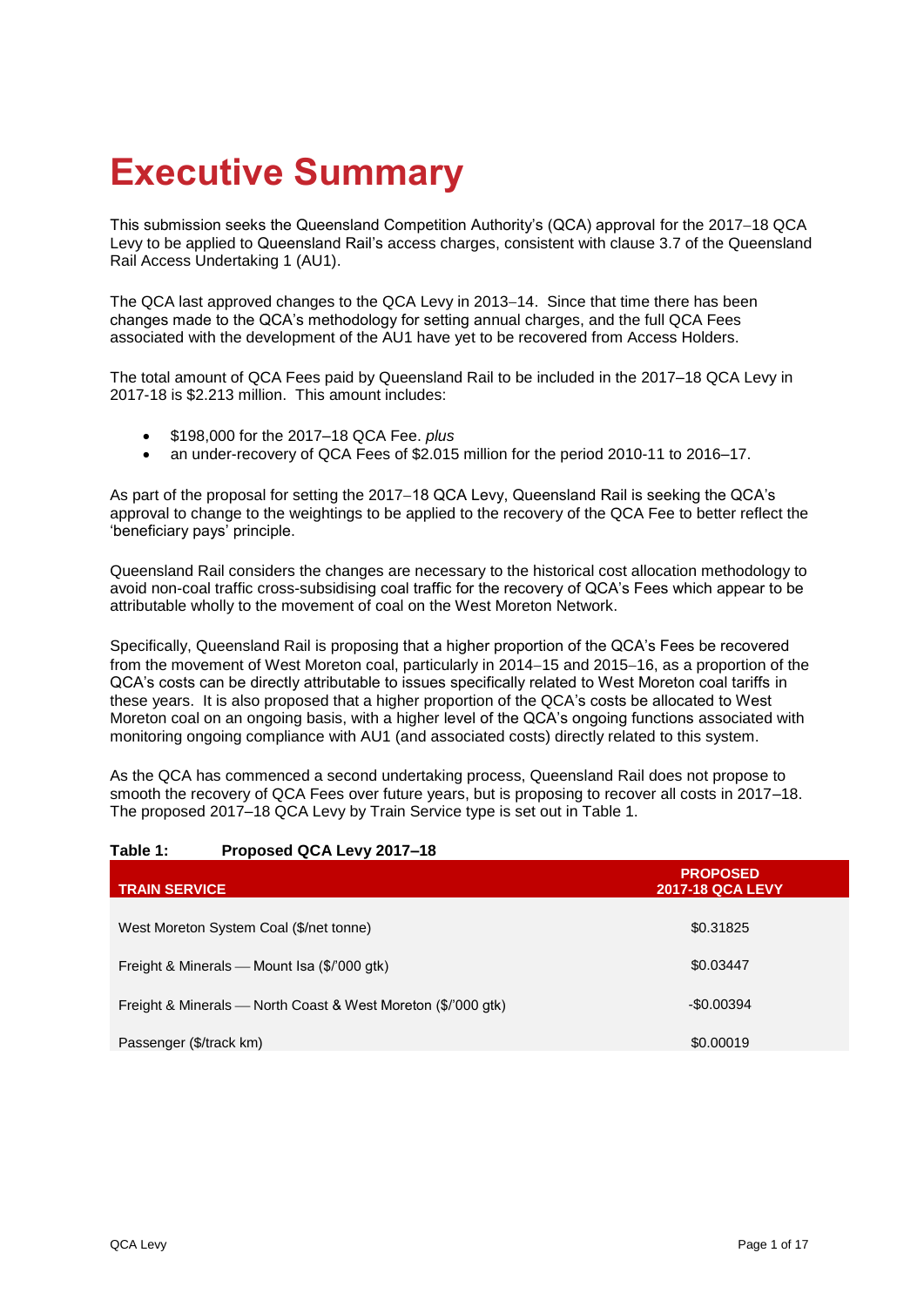# Executive Summary

This submission seeks the Queensland Competition Authority's (QCA) approval for the 2017‒18 QCA Levy to be applied to Queensland Rail's access charges, consistent with clause 3.7 of the Queensland Rail Access Undertaking 1 (AU1).

The QCA last approved changes to the QCA Levy in 2013‒14. Since that time there has been changes made to the QCA's methodology for setting annual charges, and the full QCA Fees associated with the development of the AU1 have yet to be recovered from Access Holders.

The total amount of QCA Fees paid by Queensland Rail to be included in the 2017–18 QCA Levy in 2017-18 is $2.213 million. This amount includes:

- $198,000 for the 2017–18 QCA Fee. *plus*
- an under-recovery of QCA Fees of $2.015 million for the period 2010-11 to 2016–17.

As part of the proposal for setting the 2017‒18 QCA Levy, Queensland Rail is seeking the QCA's approval to change to the weightings to be applied to the recovery of the QCA Fee to better reflect the 'beneficiary pays' principle.

Queensland Rail considers the changes are necessary to the historical cost allocation methodology to avoid non-coal traffic cross-subsidising coal traffic for the recovery of QCA's Fees which appear to be attributable wholly to the movement of coal on the West Moreton Network.

Specifically, Queensland Rail is proposing that a higher proportion of the QCA's Fees be recovered from the movement of West Moreton coal, particularly in 2014–15 and 2015‒16, as a proportion of the QCA's costs can be directly attributable to issues specifically related to West Moreton coal tariffs in these years. It is also proposed that a higher proportion of the QCA's costs be allocated to West Moreton coal on an ongoing basis, with a higher level of the QCA's ongoing functions associated with monitoring ongoing compliance with AU1 (and associated costs) directly related to this system.

As the QCA has commenced a second undertaking process, Queensland Rail does not propose to smooth the recovery of QCA Fees over future years, but is proposing to recover all costs in 2017–18. The proposed 2017–18 QCA Levy by Train Service type is set out in Table 1.

**Table 1: Proposed QCA Levy 2017–18**

| TRAIN SERVICE | PROPOSED 2017-18 QCA LEVY |
|---|---|
| West Moreton System Coal ($/net tonne) | $0.31825 |
| Freight & Minerals — Mount Isa ($/'000 gtk) | $0.03447 |
| Freight & Minerals — North Coast & West Moreton ($/'000 gtk) | -$0.00394 |
| Passenger ($/track km) | $0.00019 |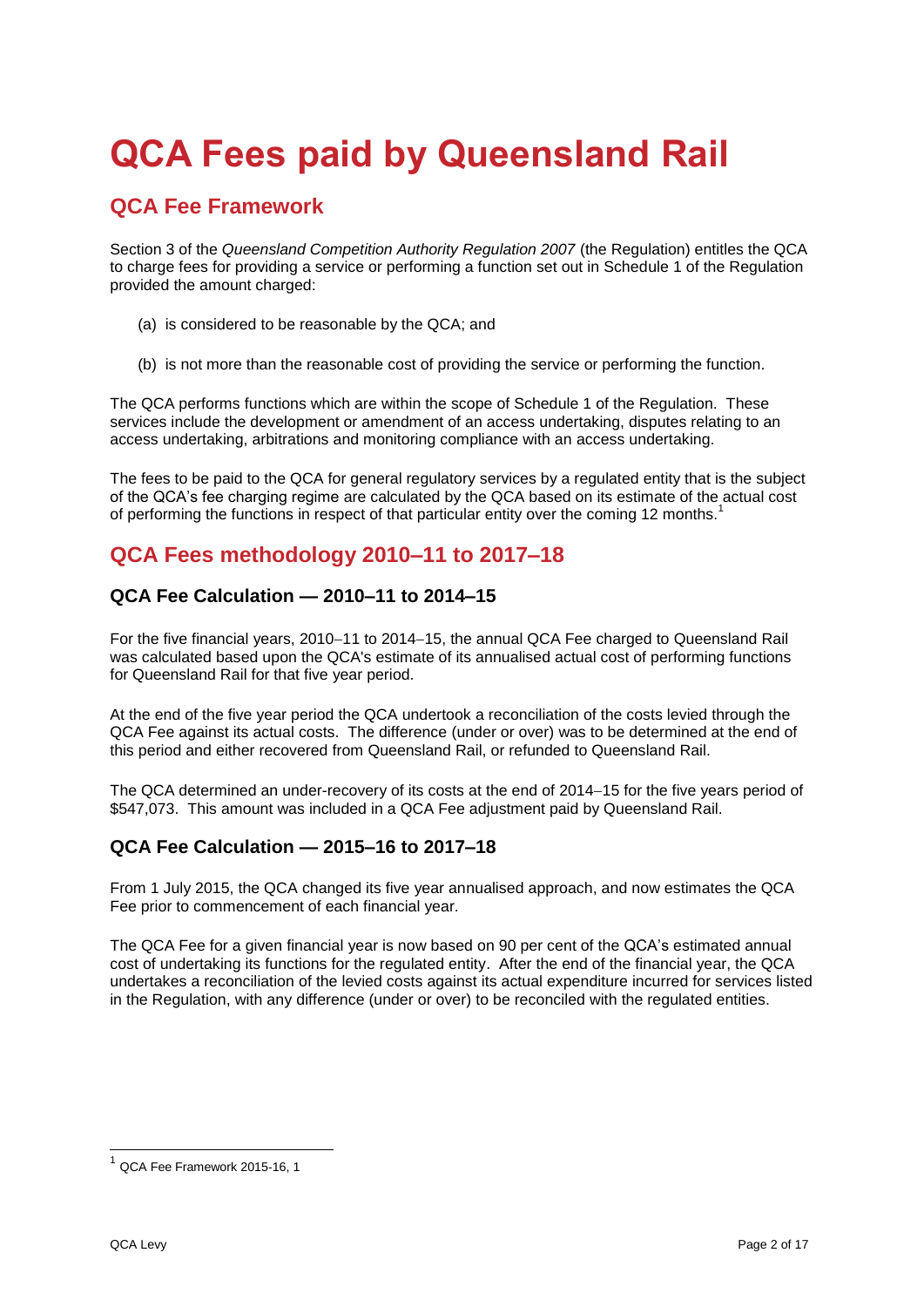# QCA Fees paid by Queensland Rail

## QCA Fee Framework

Section 3 of the *Queensland Competition Authority Regulation 2007* (the Regulation) entitles the QCA to charge fees for providing a service or performing a function set out in Schedule 1 of the Regulation provided the amount charged:

(a) is considered to be reasonable by the QCA; and

(b) is not more than the reasonable cost of providing the service or performing the function.

The QCA performs functions which are within the scope of Schedule 1 of the Regulation. These services include the development or amendment of an access undertaking, disputes relating to an access undertaking, arbitrations and monitoring compliance with an access undertaking.

The fees to be paid to the QCA for general regulatory services by a regulated entity that is the subject of the QCA's fee charging regime are calculated by the QCA based on its estimate of the actual cost of performing the functions in respect of that particular entity over the coming 12 months.[1]

## QCA Fees methodology 2010–11 to 2017–18

### QCA Fee Calculation — 2010–11 to 2014–15

For the five financial years, 2010–11 to 2014–15, the annual QCA Fee charged to Queensland Rail was calculated based upon the QCA's estimate of its annualised actual cost of performing functions for Queensland Rail for that five year period.

At the end of the five year period the QCA undertook a reconciliation of the costs levied through the QCA Fee against its actual costs. The difference (under or over) was to be determined at the end of this period and either recovered from Queensland Rail, or refunded to Queensland Rail.

The QCA determined an under-recovery of its costs at the end of 2014–15 for the five years period of $547,073. This amount was included in a QCA Fee adjustment paid by Queensland Rail.

### QCA Fee Calculation — 2015–16 to 2017–18

From 1 July 2015, the QCA changed its five year annualised approach, and now estimates the QCA Fee prior to commencement of each financial year.

The QCA Fee for a given financial year is now based on 90 per cent of the QCA's estimated annual cost of undertaking its functions for the regulated entity. After the end of the financial year, the QCA undertakes a reconciliation of the levied costs against its actual expenditure incurred for services listed in the Regulation, with any difference (under or over) to be reconciled with the regulated entities.

[1] QCA Fee Framework 2015-16, 1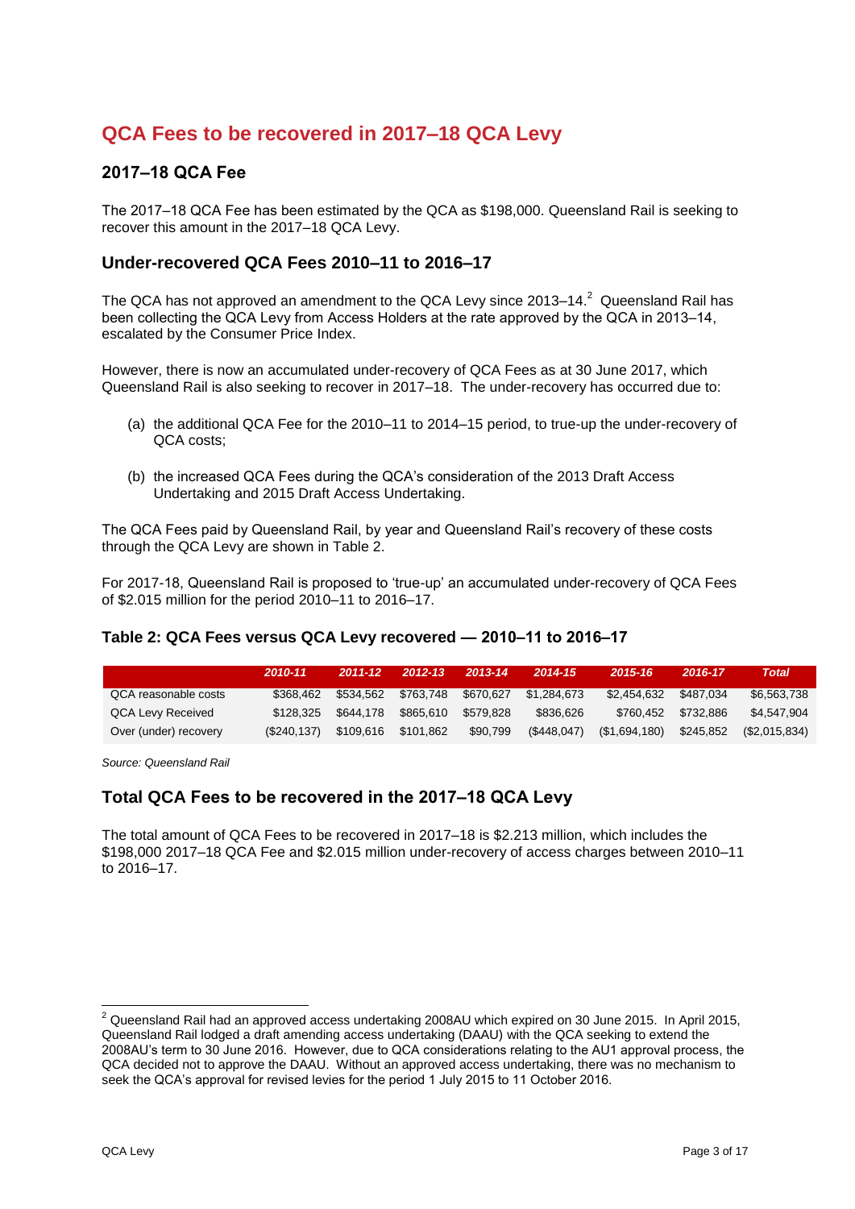# QCA Fees to be recovered in 2017–18 QCA Levy

## 2017–18 QCA Fee

The 2017–18 QCA Fee has been estimated by the QCA as $198,000. Queensland Rail is seeking to recover this amount in the 2017–18 QCA Levy.

## Under-recovered QCA Fees 2010–11 to 2016–17

The QCA has not approved an amendment to the QCA Levy since 2013–14.[2] Queensland Rail has been collecting the QCA Levy from Access Holders at the rate approved by the QCA in 2013–14, escalated by the Consumer Price Index.

However, there is now an accumulated under-recovery of QCA Fees as at 30 June 2017, which Queensland Rail is also seeking to recover in 2017–18. The under-recovery has occurred due to:

(a) the additional QCA Fee for the 2010–11 to 2014–15 period, to true-up the under-recovery of QCA costs;

(b) the increased QCA Fees during the QCA's consideration of the 2013 Draft Access Undertaking and 2015 Draft Access Undertaking.

The QCA Fees paid by Queensland Rail, by year and Queensland Rail's recovery of these costs through the QCA Levy are shown in Table 2.

For 2017-18, Queensland Rail is proposed to 'true-up' an accumulated under-recovery of QCA Fees of $2.015 million for the period 2010–11 to 2016–17.

### Table 2: QCA Fees versus QCA Levy recovered — 2010–11 to 2016–17

| | *2010-11* | *2011-12* | *2012-13* | *2013-14* | *2014-15* | *2015-16* | *2016-17* | *Total* |
|---|---|---|---|---|---|---|---|---|
| QCA reasonable costs | $368,462 | $534,562 | $763,748 | $670,627 | $1,284,673 | $2,454,632 | $487,034 | $6,563,738 |
| QCA Levy Received | $128,325 | $644,178 | $865,610 | $579,828 | $836,626 | $760,452 | $732,886 | $4,547,904 |
| Over (under) recovery | ($240,137) | $109,616 | $101,862 | $90,799 | ($448,047) | ($1,694,180) | $245,852 | ($2,015,834) |

*Source: Queensland Rail*

## Total QCA Fees to be recovered in the 2017–18 QCA Levy

The total amount of QCA Fees to be recovered in 2017–18 is $2.213 million, which includes the $198,000 2017–18 QCA Fee and $2.015 million under-recovery of access charges between 2010–11 to 2016–17.

---

[2] Queensland Rail had an approved access undertaking 2008AU which expired on 30 June 2015. In April 2015, Queensland Rail lodged a draft amending access undertaking (DAAU) with the QCA seeking to extend the 2008AU's term to 30 June 2016. However, due to QCA considerations relating to the AU1 approval process, the QCA decided not to approve the DAAU. Without an approved access undertaking, there was no mechanism to seek the QCA's approval for revised levies for the period 1 July 2015 to 11 October 2016.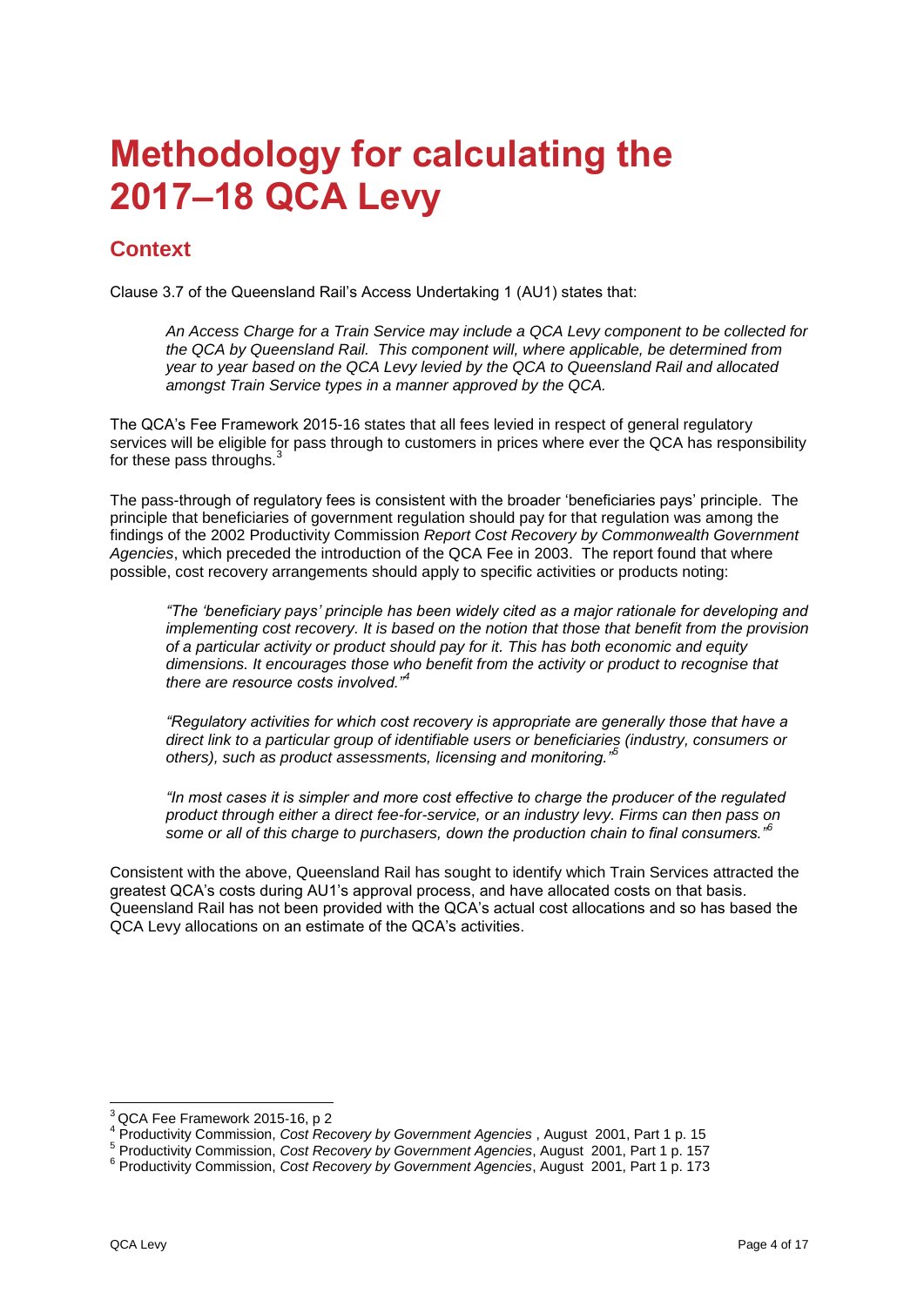# Methodology for calculating the 2017–18 QCA Levy

## Context

Clause 3.7 of the Queensland Rail's Access Undertaking 1 (AU1) states that:

> *An Access Charge for a Train Service may include a QCA Levy component to be collected for the QCA by Queensland Rail. This component will, where applicable, be determined from year to year based on the QCA Levy levied by the QCA to Queensland Rail and allocated amongst Train Service types in a manner approved by the QCA.*

The QCA's Fee Framework 2015-16 states that all fees levied in respect of general regulatory services will be eligible for pass through to customers in prices where ever the QCA has responsibility for these pass throughs.[3]

The pass-through of regulatory fees is consistent with the broader 'beneficiaries pays' principle. The principle that beneficiaries of government regulation should pay for that regulation was among the findings of the 2002 Productivity Commission *Report Cost Recovery by Commonwealth Government Agencies*, which preceded the introduction of the QCA Fee in 2003. The report found that where possible, cost recovery arrangements should apply to specific activities or products noting:

> *"The 'beneficiary pays' principle has been widely cited as a major rationale for developing and implementing cost recovery. It is based on the notion that those that benefit from the provision of a particular activity or product should pay for it. This has both economic and equity dimensions. It encourages those who benefit from the activity or product to recognise that there are resource costs involved."*[4]

> *"Regulatory activities for which cost recovery is appropriate are generally those that have a direct link to a particular group of identifiable users or beneficiaries (industry, consumers or others), such as product assessments, licensing and monitoring."*[5]

> *"In most cases it is simpler and more cost effective to charge the producer of the regulated product through either a direct fee-for-service, or an industry levy. Firms can then pass on some or all of this charge to purchasers, down the production chain to final consumers."*[6]

Consistent with the above, Queensland Rail has sought to identify which Train Services attracted the greatest QCA's costs during AU1's approval process, and have allocated costs on that basis. Queensland Rail has not been provided with the QCA's actual cost allocations and so has based the QCA Levy allocations on an estimate of the QCA's activities.

---

[3] QCA Fee Framework 2015-16, p 2

[4] Productivity Commission, *Cost Recovery by Government Agencies* , August 2001, Part 1 p. 15

[5] Productivity Commission, *Cost Recovery by Government Agencies*, August 2001, Part 1 p. 157

[6] Productivity Commission, *Cost Recovery by Government Agencies*, August 2001, Part 1 p. 173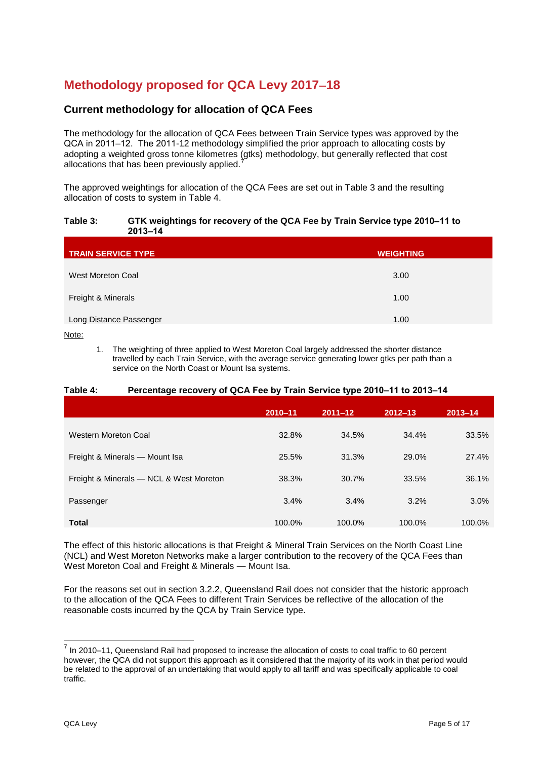# Methodology proposed for QCA Levy 2017–18

## Current methodology for allocation of QCA Fees

The methodology for the allocation of QCA Fees between Train Service types was approved by the QCA in 2011–12. The 2011-12 methodology simplified the prior approach to allocating costs by adopting a weighted gross tonne kilometres (gtks) methodology, but generally reflected that cost allocations that has been previously applied.[7]

The approved weightings for allocation of the QCA Fees are set out in Table 3 and the resulting allocation of costs to system in Table 4.

**Table 3: GTK weightings for recovery of the QCA Fee by Train Service type 2010–11 to 2013–14**

| TRAIN SERVICE TYPE | WEIGHTING |
|---|---|
| West Moreton Coal | 3.00 |
| Freight & Minerals | 1.00 |
| Long Distance Passenger | 1.00 |

Note:

1. The weighting of three applied to West Moreton Coal largely addressed the shorter distance travelled by each Train Service, with the average service generating lower gtks per path than a service on the North Coast or Mount Isa systems.

**Table 4: Percentage recovery of QCA Fee by Train Service type 2010–11 to 2013–14**

| | 2010–11 | 2011–12 | 2012–13 | 2013–14 |
|---|---|---|---|---|
| Western Moreton Coal | 32.8% | 34.5% | 34.4% | 33.5% |
| Freight & Minerals — Mount Isa | 25.5% | 31.3% | 29.0% | 27.4% |
| Freight & Minerals — NCL & West Moreton | 38.3% | 30.7% | 33.5% | 36.1% |
| Passenger | 3.4% | 3.4% | 3.2% | 3.0% |
| **Total** | 100.0% | 100.0% | 100.0% | 100.0% |

The effect of this historic allocations is that Freight & Mineral Train Services on the North Coast Line (NCL) and West Moreton Networks make a larger contribution to the recovery of the QCA Fees than West Moreton Coal and Freight & Minerals — Mount Isa.

For the reasons set out in section 3.2.2, Queensland Rail does not consider that the historic approach to the allocation of the QCA Fees to different Train Services be reflective of the allocation of the reasonable costs incurred by the QCA by Train Service type.

[7] In 2010–11, Queensland Rail had proposed to increase the allocation of costs to coal traffic to 60 percent however, the QCA did not support this approach as it considered that the majority of its work in that period would be related to the approval of an undertaking that would apply to all tariff and was specifically applicable to coal traffic.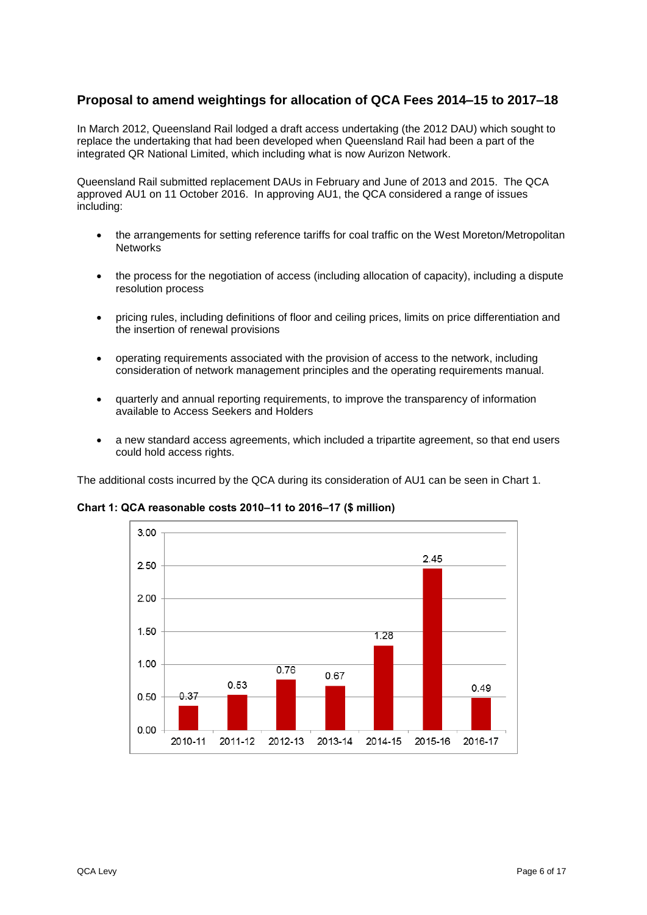## Proposal to amend weightings for allocation of QCA Fees 2014–15 to 2017–18

In March 2012, Queensland Rail lodged a draft access undertaking (the 2012 DAU) which sought to replace the undertaking that had been developed when Queensland Rail had been a part of the integrated QR National Limited, which including what is now Aurizon Network.

Queensland Rail submitted replacement DAUs in February and June of 2013 and 2015. The QCA approved AU1 on 11 October 2016. In approving AU1, the QCA considered a range of issues including:

- the arrangements for setting reference tariffs for coal traffic on the West Moreton/Metropolitan Networks
- the process for the negotiation of access (including allocation of capacity), including a dispute resolution process
- pricing rules, including definitions of floor and ceiling prices, limits on price differentiation and the insertion of renewal provisions
- operating requirements associated with the provision of access to the network, including consideration of network management principles and the operating requirements manual.
- quarterly and annual reporting requirements, to improve the transparency of information available to Access Seekers and Holders
- a new standard access agreements, which included a tripartite agreement, so that end users could hold access rights.

The additional costs incurred by the QCA during its consideration of AU1 can be seen in Chart 1.

**Chart 1: QCA reasonable costs 2010–11 to 2016–17 ($ million)**

| Year | Cost ($ million) |
|---|---|
| 2010-11 | 0.37 |
| 2011-12 | 0.53 |
| 2012-13 | 0.76 |
| 2013-14 | 0.67 |
| 2014-15 | 1.28 |
| 2015-16 | 2.45 |
| 2016-17 | 0.49 |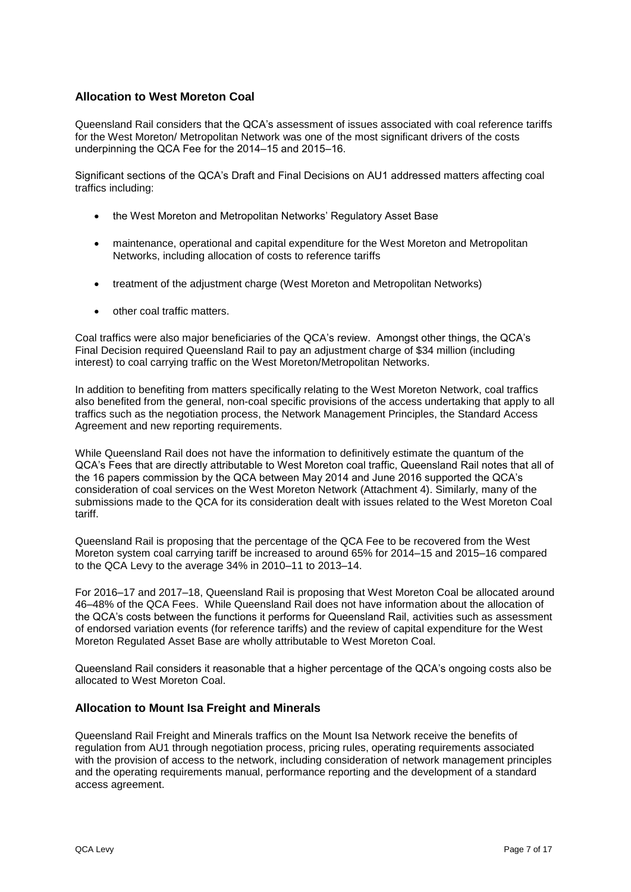## Allocation to West Moreton Coal

Queensland Rail considers that the QCA's assessment of issues associated with coal reference tariffs for the West Moreton/ Metropolitan Network was one of the most significant drivers of the costs underpinning the QCA Fee for the 2014–15 and 2015–16.

Significant sections of the QCA's Draft and Final Decisions on AU1 addressed matters affecting coal traffics including:

- the West Moreton and Metropolitan Networks' Regulatory Asset Base
- maintenance, operational and capital expenditure for the West Moreton and Metropolitan Networks, including allocation of costs to reference tariffs
- treatment of the adjustment charge (West Moreton and Metropolitan Networks)
- other coal traffic matters.

Coal traffics were also major beneficiaries of the QCA's review. Amongst other things, the QCA's Final Decision required Queensland Rail to pay an adjustment charge of $34 million (including interest) to coal carrying traffic on the West Moreton/Metropolitan Networks.

In addition to benefiting from matters specifically relating to the West Moreton Network, coal traffics also benefited from the general, non-coal specific provisions of the access undertaking that apply to all traffics such as the negotiation process, the Network Management Principles, the Standard Access Agreement and new reporting requirements.

While Queensland Rail does not have the information to definitively estimate the quantum of the QCA's Fees that are directly attributable to West Moreton coal traffic, Queensland Rail notes that all of the 16 papers commission by the QCA between May 2014 and June 2016 supported the QCA's consideration of coal services on the West Moreton Network (Attachment 4). Similarly, many of the submissions made to the QCA for its consideration dealt with issues related to the West Moreton Coal tariff.

Queensland Rail is proposing that the percentage of the QCA Fee to be recovered from the West Moreton system coal carrying tariff be increased to around 65% for 2014–15 and 2015–16 compared to the QCA Levy to the average 34% in 2010–11 to 2013–14.

For 2016–17 and 2017–18, Queensland Rail is proposing that West Moreton Coal be allocated around 46–48% of the QCA Fees. While Queensland Rail does not have information about the allocation of the QCA's costs between the functions it performs for Queensland Rail, activities such as assessment of endorsed variation events (for reference tariffs) and the review of capital expenditure for the West Moreton Regulated Asset Base are wholly attributable to West Moreton Coal.

Queensland Rail considers it reasonable that a higher percentage of the QCA's ongoing costs also be allocated to West Moreton Coal.

## Allocation to Mount Isa Freight and Minerals

Queensland Rail Freight and Minerals traffics on the Mount Isa Network receive the benefits of regulation from AU1 through negotiation process, pricing rules, operating requirements associated with the provision of access to the network, including consideration of network management principles and the operating requirements manual, performance reporting and the development of a standard access agreement.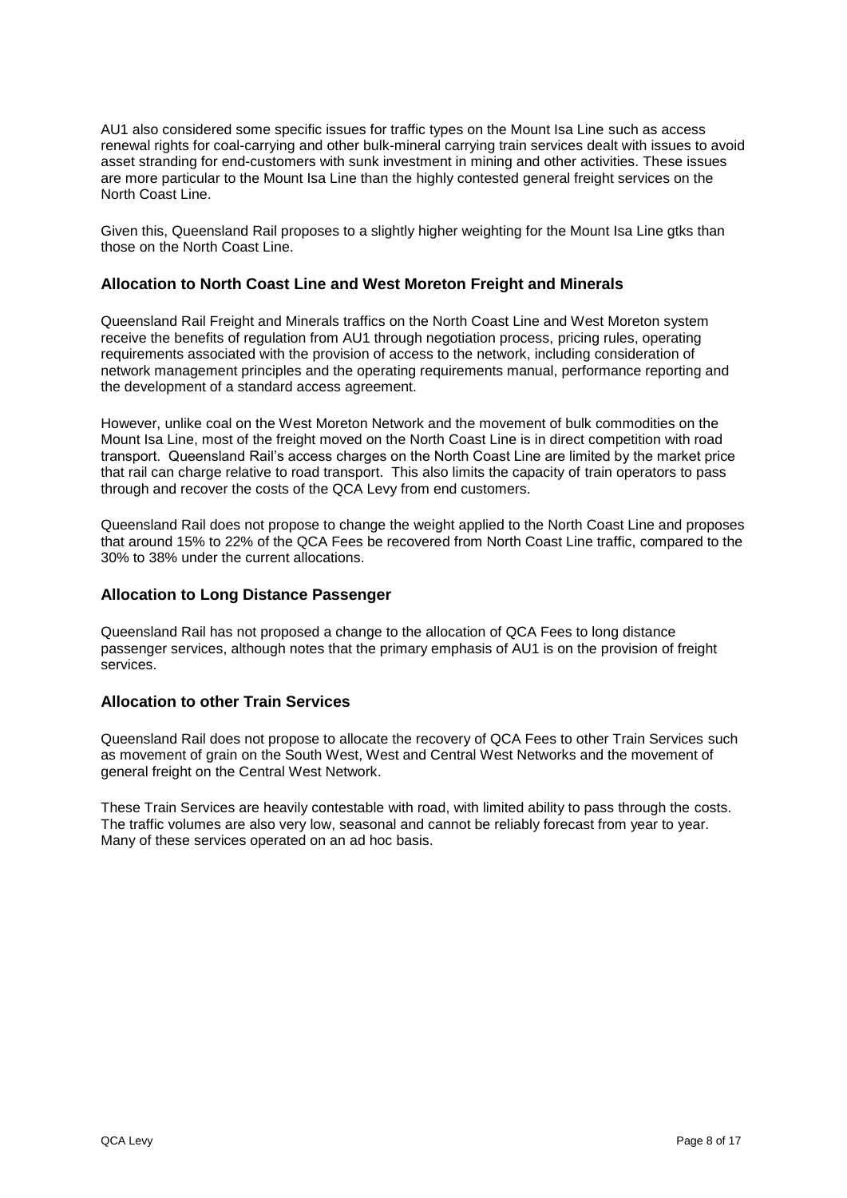AU1 also considered some specific issues for traffic types on the Mount Isa Line such as access renewal rights for coal-carrying and other bulk-mineral carrying train services dealt with issues to avoid asset stranding for end-customers with sunk investment in mining and other activities. These issues are more particular to the Mount Isa Line than the highly contested general freight services on the North Coast Line.

Given this, Queensland Rail proposes to a slightly higher weighting for the Mount Isa Line gtks than those on the North Coast Line.

### Allocation to North Coast Line and West Moreton Freight and Minerals

Queensland Rail Freight and Minerals traffics on the North Coast Line and West Moreton system receive the benefits of regulation from AU1 through negotiation process, pricing rules, operating requirements associated with the provision of access to the network, including consideration of network management principles and the operating requirements manual, performance reporting and the development of a standard access agreement.

However, unlike coal on the West Moreton Network and the movement of bulk commodities on the Mount Isa Line, most of the freight moved on the North Coast Line is in direct competition with road transport. Queensland Rail's access charges on the North Coast Line are limited by the market price that rail can charge relative to road transport. This also limits the capacity of train operators to pass through and recover the costs of the QCA Levy from end customers.

Queensland Rail does not propose to change the weight applied to the North Coast Line and proposes that around 15% to 22% of the QCA Fees be recovered from North Coast Line traffic, compared to the 30% to 38% under the current allocations.

### Allocation to Long Distance Passenger

Queensland Rail has not proposed a change to the allocation of QCA Fees to long distance passenger services, although notes that the primary emphasis of AU1 is on the provision of freight services.

### Allocation to other Train Services

Queensland Rail does not propose to allocate the recovery of QCA Fees to other Train Services such as movement of grain on the South West, West and Central West Networks and the movement of general freight on the Central West Network.

These Train Services are heavily contestable with road, with limited ability to pass through the costs. The traffic volumes are also very low, seasonal and cannot be reliably forecast from year to year. Many of these services operated on an ad hoc basis.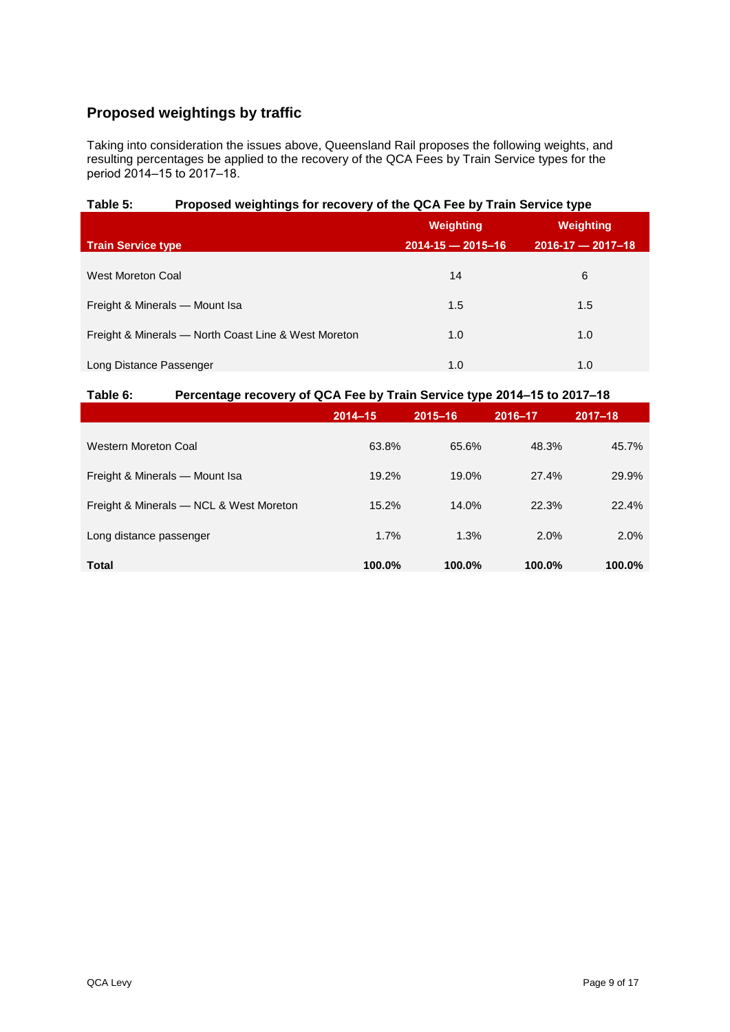## Proposed weightings by traffic

Taking into consideration the issues above, Queensland Rail proposes the following weights, and resulting percentages be applied to the recovery of the QCA Fees by Train Service types for the period 2014–15 to 2017–18.

**Table 5: Proposed weightings for recovery of the QCA Fee by Train Service type**

| Train Service type | Weighting 2014-15 — 2015–16 | Weighting 2016-17 — 2017–18 |
|---|---|---|
| West Moreton Coal | 14 | 6 |
| Freight & Minerals — Mount Isa | 1.5 | 1.5 |
| Freight & Minerals — North Coast Line & West Moreton | 1.0 | 1.0 |
| Long Distance Passenger | 1.0 | 1.0 |

**Table 6: Percentage recovery of QCA Fee by Train Service type 2014–15 to 2017–18**

| | 2014–15 | 2015–16 | 2016–17 | 2017–18 |
|---|---|---|---|---|
| Western Moreton Coal | 63.8% | 65.6% | 48.3% | 45.7% |
| Freight & Minerals — Mount Isa | 19.2% | 19.0% | 27.4% | 29.9% |
| Freight & Minerals — NCL & West Moreton | 15.2% | 14.0% | 22.3% | 22.4% |
| Long distance passenger | 1.7% | 1.3% | 2.0% | 2.0% |
| **Total** | **100.0%** | **100.0%** | **100.0%** | **100.0%** |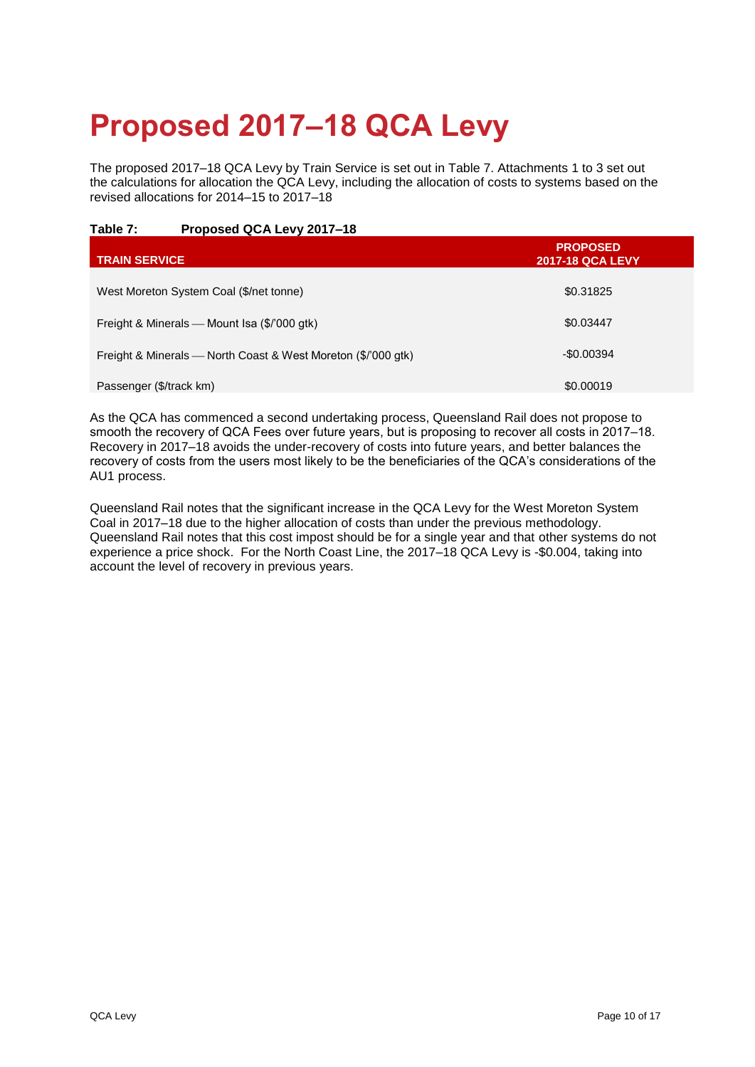# Proposed 2017–18 QCA Levy

The proposed 2017–18 QCA Levy by Train Service is set out in Table 7. Attachments 1 to 3 set out the calculations for allocation the QCA Levy, including the allocation of costs to systems based on the revised allocations for 2014–15 to 2017–18

**Table 7: Proposed QCA Levy 2017–18**

| TRAIN SERVICE | PROPOSED 2017-18 QCA LEVY |
|---|---|
| West Moreton System Coal ($/net tonne) | $0.31825 |
| Freight & Minerals — Mount Isa ($/'000 gtk) | $0.03447 |
| Freight & Minerals — North Coast & West Moreton ($/'000 gtk) | -$0.00394 |
| Passenger ($/track km) | $0.00019 |

As the QCA has commenced a second undertaking process, Queensland Rail does not propose to smooth the recovery of QCA Fees over future years, but is proposing to recover all costs in 2017–18. Recovery in 2017–18 avoids the under-recovery of costs into future years, and better balances the recovery of costs from the users most likely to be the beneficiaries of the QCA's considerations of the AU1 process.

Queensland Rail notes that the significant increase in the QCA Levy for the West Moreton System Coal in 2017–18 due to the higher allocation of costs than under the previous methodology. Queensland Rail notes that this cost impost should be for a single year and that other systems do not experience a price shock. For the North Coast Line, the 2017–18 QCA Levy is -$0.004, taking into account the level of recovery in previous years.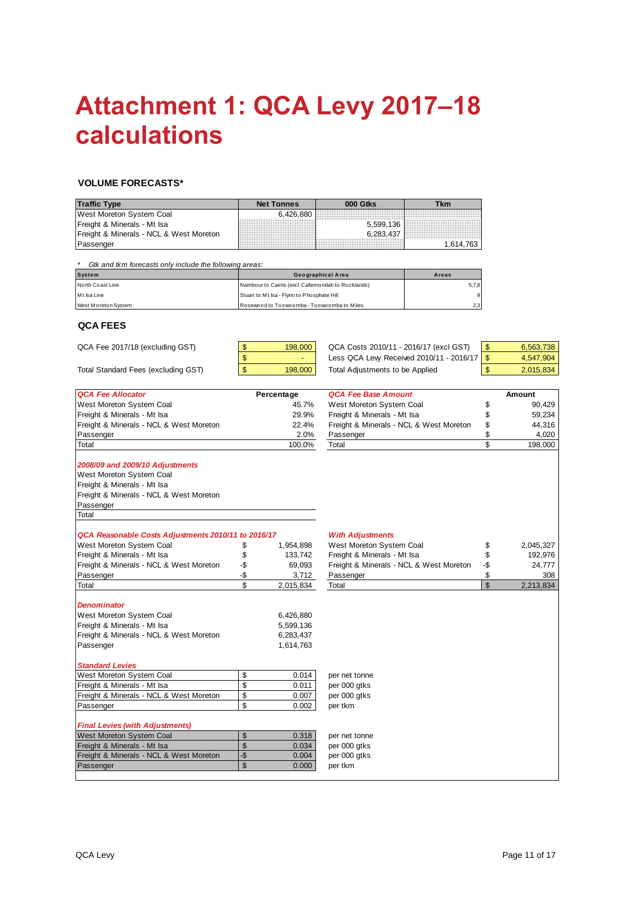# Attachment 1: QCA Levy 2017–18 calculations

**VOLUME FORECASTS***

| Traffic Type | Net Tonnes | 000 Gtks | Tkm |
|---|---|---|---|
| West Moreton System Coal | 6,426,880 | | |
| Freight & Minerals - Mt Isa | | 5,599,136 | |
| Freight & Minerals - NCL & West Moreton | | 6,283,437 | |
| Passenger | | | 1,614,763 |

\* *Gtk and tkm forecasts only include the following areas:*

| System | Geographical Area | Areas |
|---|---|---|
| North Coast Line | Nambour to Cairns (excl. Callemondah to Rocklands) | 5,7,8 |
| Mt Isa Line | Stuart to Mt Isa - Flynn to Phosphate Hill | 9 |
| West Moreton System | Rosewood to Toowoomba - Toowoomba to Miles | 2,3 |

**QCA FEES**

| | | | |
|---|---|---|---|
| QCA Fee 2017/18 (excluding GST) | $ 198,000 | QCA Costs 2010/11 - 2016/17 (excl GST) | $ 6,563,738 |
| | $ - | Less QCA Levy Received 2010/11 - 2016/17 | $ 4,547,904 |
| Total Standard Fees (excluding GST) | $ 198,000 | Total Adjustments to be Applied | $ 2,015,834 |

| ***QCA Fee Allocator*** | Percentage | ***QCA Fee Base Amount*** | Amount |
|---|---|---|---|
| West Moreton System Coal | 45.7% | West Moreton System Coal | $ 90,429 |
| Freight & Minerals - Mt Isa | 29.9% | Freight & Minerals - Mt Isa | $ 59,234 |
| Freight & Minerals - NCL & West Moreton | 22.4% | Freight & Minerals - NCL & West Moreton | $ 44,316 |
| Passenger | 2.0% | Passenger | $ 4,020 |
| Total | 100.0% | Total | $ 198,000 |

***2008/09 and 2009/10 Adjustments***

| | |
|---|---|
| West Moreton System Coal | |
| Freight & Minerals - Mt Isa | |
| Freight & Minerals - NCL & West Moreton | |
| Passenger | |
| Total | |

| ***QCA Reasonable Costs Adjustments 2010/11 to 2016/17*** | | ***With Adjustments*** | |
|---|---|---|---|
| West Moreton System Coal | $ 1,954,898 | West Moreton System Coal | $ 2,045,327 |
| Freight & Minerals - Mt Isa | $ 133,742 | Freight & Minerals - Mt Isa | $ 192,976 |
| Freight & Minerals - NCL & West Moreton | -$ 69,093 | Freight & Minerals - NCL & West Moreton | -$ 24,777 |
| Passenger | -$ 3,712 | Passenger | $ 308 |
| Total | $ 2,015,834 | Total | $ 2,213,834 |

***Denominator***

| | |
|---|---|
| West Moreton System Coal | 6,426,880 |
| Freight & Minerals - Mt Isa | 5,599,136 |
| Freight & Minerals - NCL & West Moreton | 6,283,437 |
| Passenger | 1,614,763 |

***Standard Levies***

| | | |
|---|---|---|
| West Moreton System Coal | $ 0.014 | per net tonne |
| Freight & Minerals - Mt Isa | $ 0.011 | per 000 gtks |
| Freight & Minerals - NCL & West Moreton | $ 0.007 | per 000 gtks |
| Passenger | $ 0.002 | per tkm |

***Final Levies (with Adjustments)***

| | | |
|---|---|---|
| West Moreton System Coal | $ 0.318 | per net tonne |
| Freight & Minerals - Mt Isa | $ 0.034 | per 000 gtks |
| Freight & Minerals - NCL & West Moreton | -$ 0.004 | per 000 gtks |
| Passenger | $ 0.000 | per tkm |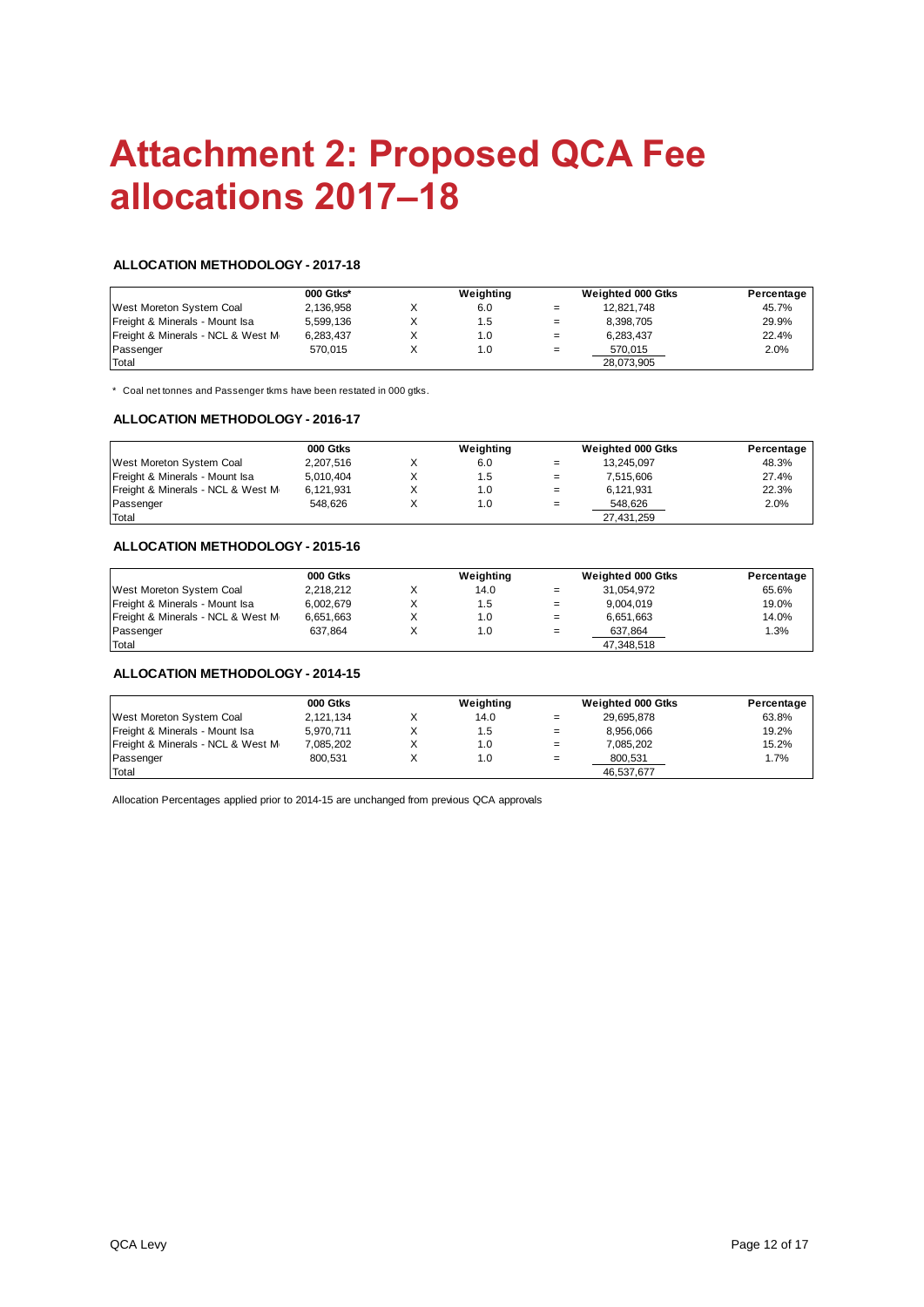# Attachment 2: Proposed QCA Fee allocations 2017–18

### ALLOCATION METHODOLOGY - 2017-18

| | 000 Gtks* | | Weighting | | Weighted 000 Gtks | Percentage |
|---|---|---|---|---|---|---|
| West Moreton System Coal | 2,136,958 | X | 6.0 | = | 12,821,748 | 45.7% |
| Freight & Minerals - Mount Isa | 5,599,136 | X | 1.5 | = | 8,398,705 | 29.9% |
| Freight & Minerals - NCL & West M | 6,283,437 | X | 1.0 | = | 6,283,437 | 22.4% |
| Passenger | 570,015 | X | 1.0 | = | 570,015 | 2.0% |
| Total | | | | | 28,073,905 | |

\* Coal net tonnes and Passenger tkms have been restated in 000 gtks.

### ALLOCATION METHODOLOGY - 2016-17

| | 000 Gtks | | Weighting | | Weighted 000 Gtks | Percentage |
|---|---|---|---|---|---|---|
| West Moreton System Coal | 2,207,516 | X | 6.0 | = | 13,245,097 | 48.3% |
| Freight & Minerals - Mount Isa | 5,010,404 | X | 1.5 | = | 7,515,606 | 27.4% |
| Freight & Minerals - NCL & West M | 6,121,931 | X | 1.0 | = | 6,121,931 | 22.3% |
| Passenger | 548,626 | X | 1.0 | = | 548,626 | 2.0% |
| Total | | | | | 27,431,259 | |

### ALLOCATION METHODOLOGY - 2015-16

| | 000 Gtks | | Weighting | | Weighted 000 Gtks | Percentage |
|---|---|---|---|---|---|---|
| West Moreton System Coal | 2,218,212 | X | 14.0 | = | 31,054,972 | 65.6% |
| Freight & Minerals - Mount Isa | 6,002,679 | X | 1.5 | = | 9,004,019 | 19.0% |
| Freight & Minerals - NCL & West M | 6,651,663 | X | 1.0 | = | 6,651,663 | 14.0% |
| Passenger | 637,864 | X | 1.0 | = | 637,864 | 1.3% |
| Total | | | | | 47,348,518 | |

### ALLOCATION METHODOLOGY - 2014-15

| | 000 Gtks | | Weighting | | Weighted 000 Gtks | Percentage |
|---|---|---|---|---|---|---|
| West Moreton System Coal | 2,121,134 | X | 14.0 | = | 29,695,878 | 63.8% |
| Freight & Minerals - Mount Isa | 5,970,711 | X | 1.5 | = | 8,956,066 | 19.2% |
| Freight & Minerals - NCL & West M | 7,085,202 | X | 1.0 | = | 7,085,202 | 15.2% |
| Passenger | 800,531 | X | 1.0 | = | 800,531 | 1.7% |
| Total | | | | | 46,537,677 | |

Allocation Percentages applied prior to 2014-15 are unchanged from previous QCA approvals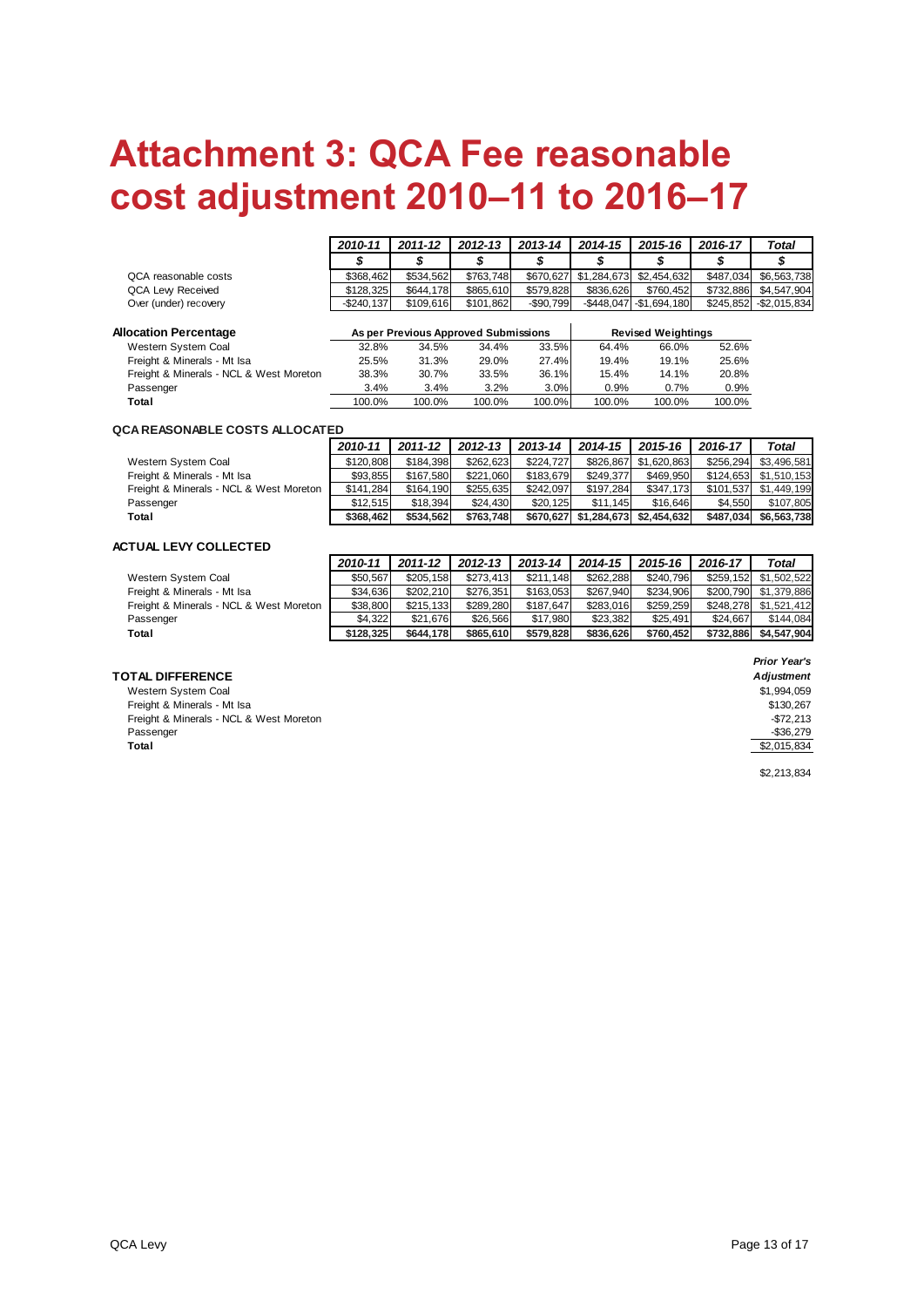# Attachment 3: QCA Fee reasonable cost adjustment 2010–11 to 2016–17

| | 2010-11 | 2011-12 | 2012-13 | 2013-14 | 2014-15 | 2015-16 | 2016-17 | Total |
|---|---|---|---|---|---|---|---|---|
| | $ | $ | $ | $ | $ | $ | $ | $ |
| QCA reasonable costs | $368,462 | $534,562 | $763,748 | $670,627 | $1,284,673 | $2,454,632 | $487,034 | $6,563,738 |
| QCA Levy Received | $128,325 | $644,178 | $865,610 | $579,828 | $836,626 | $760,452 | $732,886 | $4,547,904 |
| Over (under) recovery | -$240,137 | $109,616 | $101,862 | -$90,799 | -$448,047 | -$1,694,180 | $245,852 | -$2,015,834 |

| **Allocation Percentage** | As per Previous Approved Submissions | | | | Revised Weightings | | |
|---|---|---|---|---|---|---|---|
| Western System Coal | 32.8% | 34.5% | 34.4% | 33.5% | 64.4% | 66.0% | 52.6% |
| Freight & Minerals - Mt Isa | 25.5% | 31.3% | 29.0% | 27.4% | 19.4% | 19.1% | 25.6% |
| Freight & Minerals - NCL & West Moreton | 38.3% | 30.7% | 33.5% | 36.1% | 15.4% | 14.1% | 20.8% |
| Passenger | 3.4% | 3.4% | 3.2% | 3.0% | 0.9% | 0.7% | 0.9% |
| **Total** | 100.0% | 100.0% | 100.0% | 100.0% | 100.0% | 100.0% | 100.0% |

**QCA REASONABLE COSTS ALLOCATED**

| | 2010-11 | 2011-12 | 2012-13 | 2013-14 | 2014-15 | 2015-16 | 2016-17 | Total |
|---|---|---|---|---|---|---|---|---|
| Western System Coal | $120,808 | $184,398 | $262,623 | $224,727 | $826,867 | $1,620,863 | $256,294 | $3,496,581 |
| Freight & Minerals - Mt Isa | $93,855 | $167,580 | $221,060 | $183,679 | $249,377 | $469,950 | $124,653 | $1,510,153 |
| Freight & Minerals - NCL & West Moreton | $141,284 | $164,190 | $255,635 | $242,097 | $197,284 | $347,173 | $101,537 | $1,449,199 |
| Passenger | $12,515 | $18,394 | $24,430 | $20,125 | $11,145 | $16,646 | $4,550 | $107,805 |
| **Total** | **$368,462** | **$534,562** | **$763,748** | **$670,627** | **$1,284,673** | **$2,454,632** | **$487,034** | **$6,563,738** |

**ACTUAL LEVY COLLECTED**

| | 2010-11 | 2011-12 | 2012-13 | 2013-14 | 2014-15 | 2015-16 | 2016-17 | Total |
|---|---|---|---|---|---|---|---|---|
| Western System Coal | $50,567 | $205,158 | $273,413 | $211,148 | $262,288 | $240,796 | $259,152 | $1,502,522 |
| Freight & Minerals - Mt Isa | $34,636 | $202,210 | $276,351 | $163,053 | $267,940 | $234,906 | $200,790 | $1,379,886 |
| Freight & Minerals - NCL & West Moreton | $38,800 | $215,133 | $289,280 | $187,647 | $283,016 | $259,259 | $248,278 | $1,521,412 |
| Passenger | $4,322 | $21,676 | $26,566 | $17,980 | $23,382 | $25,491 | $24,667 | $144,084 |
| **Total** | **$128,325** | **$644,178** | **$865,610** | **$579,828** | **$836,626** | **$760,452** | **$732,886** | **$4,547,904** |

| **TOTAL DIFFERENCE** | *Prior Year's Adjustment* |
|---|---|
| Western System Coal | $1,994,059 |
| Freight & Minerals - Mt Isa | $130,267 |
| Freight & Minerals - NCL & West Moreton | -$72,213 |
| Passenger | -$36,279 |
| **Total** | $2,015,834 |

$2,213,834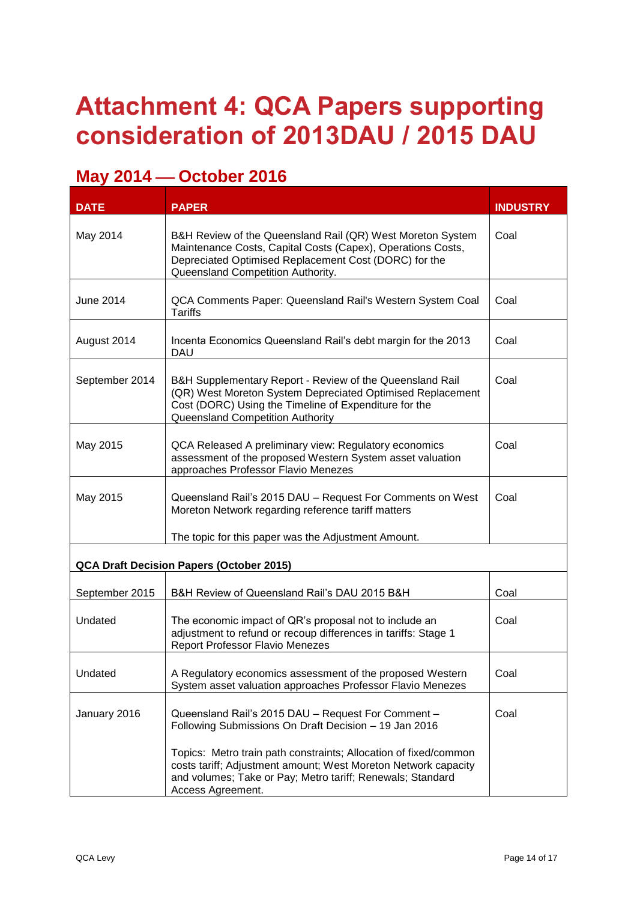# Attachment 4: QCA Papers supporting consideration of 2013DAU / 2015 DAU

## May 2014 — October 2016

| DATE | PAPER | INDUSTRY |
|---|---|---|
| May 2014 | B&H Review of the Queensland Rail (QR) West Moreton System Maintenance Costs, Capital Costs (Capex), Operations Costs, Depreciated Optimised Replacement Cost (DORC) for the Queensland Competition Authority. | Coal |
| June 2014 | QCA Comments Paper: Queensland Rail's Western System Coal Tariffs | Coal |
| August 2014 | Incenta Economics Queensland Rail's debt margin for the 2013 DAU | Coal |
| September 2014 | B&H Supplementary Report - Review of the Queensland Rail (QR) West Moreton System Depreciated Optimised Replacement Cost (DORC) Using the Timeline of Expenditure for the Queensland Competition Authority | Coal |
| May 2015 | QCA Released A preliminary view: Regulatory economics assessment of the proposed Western System asset valuation approaches Professor Flavio Menezes | Coal |
| May 2015 | Queensland Rail's 2015 DAU – Request For Comments on West Moreton Network regarding reference tariff matters<br><br>The topic for this paper was the Adjustment Amount. | Coal |
| **QCA Draft Decision Papers (October 2015)** | | |
| September 2015 | B&H Review of Queensland Rail's DAU 2015 B&H | Coal |
| Undated | The economic impact of QR's proposal not to include an adjustment to refund or recoup differences in tariffs: Stage 1 Report Professor Flavio Menezes | Coal |
| Undated | A Regulatory economics assessment of the proposed Western System asset valuation approaches Professor Flavio Menezes | Coal |
| January 2016 | Queensland Rail's 2015 DAU – Request For Comment – Following Submissions On Draft Decision – 19 Jan 2016<br><br>Topics: Metro train path constraints; Allocation of fixed/common costs tariff; Adjustment amount; West Moreton Network capacity and volumes; Take or Pay; Metro tariff; Renewals; Standard Access Agreement. | Coal |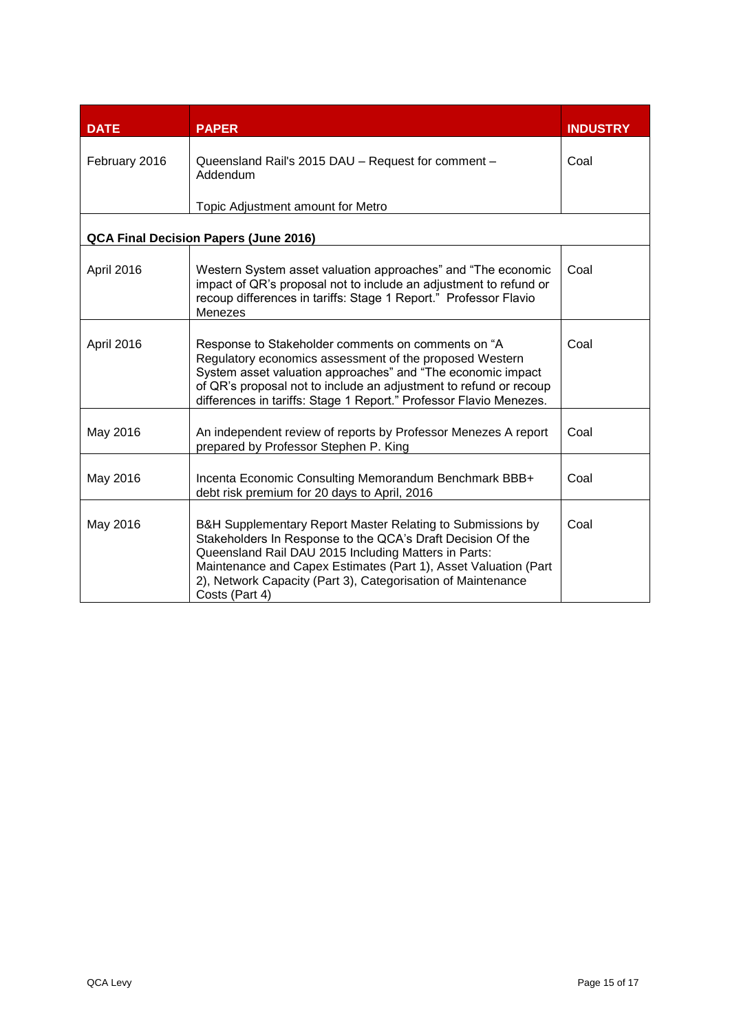| DATE | PAPER | INDUSTRY |
|---|---|---|
| February 2016 | Queensland Rail's 2015 DAU – Request for comment – Addendum<br><br>Topic Adjustment amount for Metro | Coal |
| **QCA Final Decision Papers (June 2016)** | | |
| April 2016 | Western System asset valuation approaches" and "The economic impact of QR's proposal not to include an adjustment to refund or recoup differences in tariffs: Stage 1 Report." Professor Flavio Menezes | Coal |
| April 2016 | Response to Stakeholder comments on comments on "A Regulatory economics assessment of the proposed Western System asset valuation approaches" and "The economic impact of QR's proposal not to include an adjustment to refund or recoup differences in tariffs: Stage 1 Report." Professor Flavio Menezes. | Coal |
| May 2016 | An independent review of reports by Professor Menezes A report prepared by Professor Stephen P. King | Coal |
| May 2016 | Incenta Economic Consulting Memorandum Benchmark BBB+ debt risk premium for 20 days to April, 2016 | Coal |
| May 2016 | B&H Supplementary Report Master Relating to Submissions by Stakeholders In Response to the QCA's Draft Decision Of the Queensland Rail DAU 2015 Including Matters in Parts: Maintenance and Capex Estimates (Part 1), Asset Valuation (Part 2), Network Capacity (Part 3), Categorisation of Maintenance Costs (Part 4) | Coal |